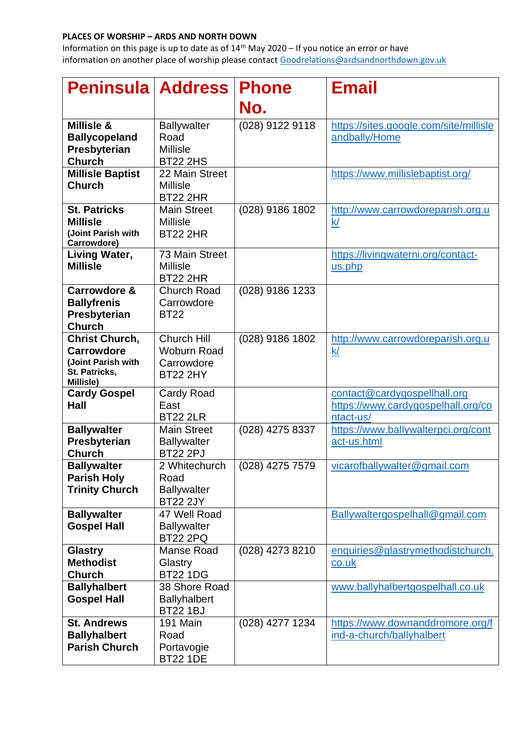**PLACES OF WORSHIP – ARDS AND NORTH DOWN**

Information on this page is up to date as of 14th May 2020 – If you notice an error or have information on another place of worship please contact Goodrelations@ardsandnorthdown.gov.uk

| Peninsula | Address | Phone No. | Email |
|---|---|---|---|
| **Millisle & Ballycopeland Presbyterian Church** | Ballywalter Road Millisle BT22 2HS | (028) 9122 9118 | https://sites.google.com/site/millisleandbally/Home |
| **Millisle Baptist Church** | 22 Main Street Millisle BT22 2HR | | https://www.millislebaptist.org/ |
| **St. Patricks Millisle** (Joint Parish with Carrowdore) | Main Street Millisle BT22 2HR | (028) 9186 1802 | http://www.carrowdoreparish.org.uk/ |
| **Living Water, Millisle** | 73 Main Street Millisle BT22 2HR | | https://livingwaterni.org/contact-us.php |
| **Carrowdore & Ballyfrenis Presbyterian Church** | Church Road Carrowdore BT22 | (028) 9186 1233 | |
| **Christ Church, Carrowdore** (Joint Parish with St. Patricks, Millisle) | Church Hill Woburn Road Carrowdore BT22 2HY | (028) 9186 1802 | http://www.carrowdoreparish.org.uk/ |
| **Cardy Gospel Hall** | Cardy Road East BT22 2LR | | contact@cardygospellhall.org https://www.cardygospelhall.org/contact-us/ |
| **Ballywalter Presbyterian Church** | Main Street Ballywalter BT22 2PJ | (028) 4275 8337 | https://www.ballywalterpci.org/contact-us.html |
| **Ballywalter Parish Holy Trinity Church** | 2 Whitechurch Road Ballywalter BT22 2JY | (028) 4275 7579 | vicarofballywalter@gmail.com |
| **Ballywalter Gospel Hall** | 47 Well Road Ballywalter BT22 2PQ | | Ballywaltergospelhall@gmail.com |
| **Glastry Methodist Church** | Manse Road Glastry BT22 1DG | (028) 4273 8210 | enquiries@glastrymethodistchurch.co.uk |
| **Ballyhalbert Gospel Hall** | 38 Shore Road Ballyhalbert BT22 1BJ | | www.ballyhalbertgospelhall.co.uk |
| **St. Andrews Ballyhalbert Parish Church** | 191 Main Road Portavogie BT22 1DE | (028) 4277 1234 | https://www.downanddromore.org/find-a-church/ballyhalbert |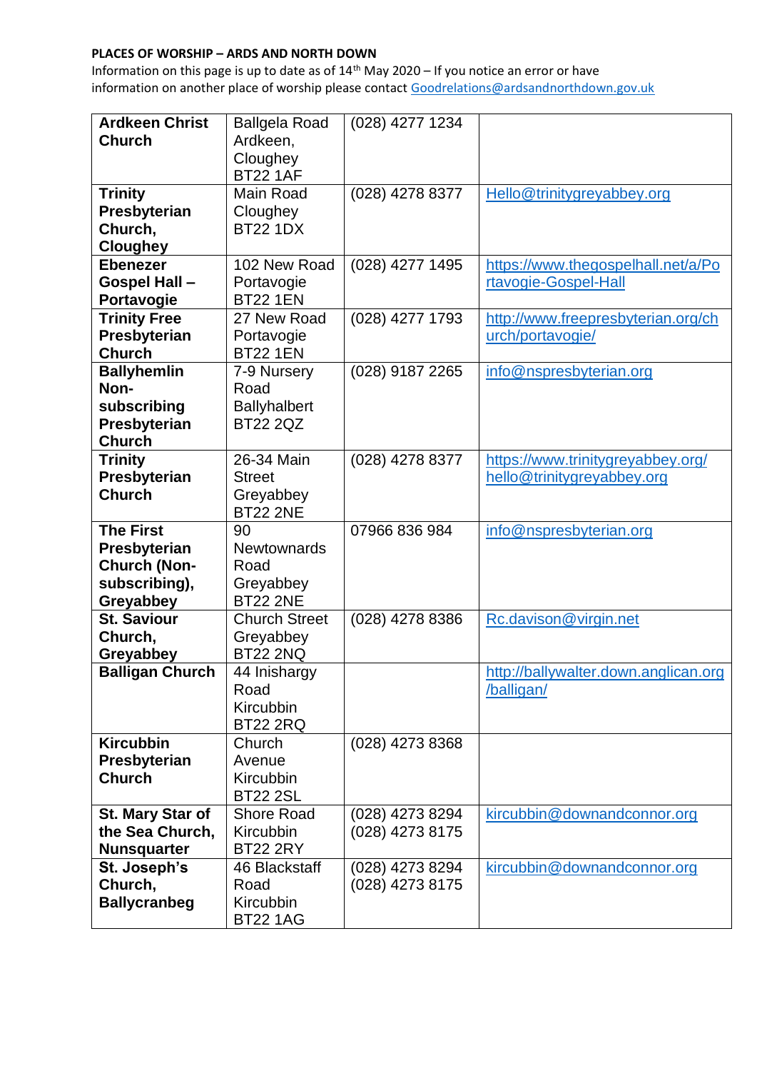**PLACES OF WORSHIP – ARDS AND NORTH DOWN**

Information on this page is up to date as of 14th May 2020 – If you notice an error or have information on another place of worship please contact Goodrelations@ardsandnorthdown.gov.uk

| | | | |
|---|---|---|---|
| **Ardkeen Christ Church** | Ballgela Road Ardkeen, Cloughey BT22 1AF | (028) 4277 1234 | |
| **Trinity Presbyterian Church, Cloughey** | Main Road Cloughey BT22 1DX | (028) 4278 8377 | Hello@trinitygreyabbey.org |
| **Ebenezer Gospel Hall – Portavogie** | 102 New Road Portavogie BT22 1EN | (028) 4277 1495 | https://www.thegospelhall.net/a/Portavogie-Gospel-Hall |
| **Trinity Free Presbyterian Church** | 27 New Road Portavogie BT22 1EN | (028) 4277 1793 | http://www.freepresbyterian.org/church/portavogie/ |
| **Ballyhemlin Non-subscribing Presbyterian Church** | 7-9 Nursery Road Ballyhalbert BT22 2QZ | (028) 9187 2265 | info@nspresbyterian.org |
| **Trinity Presbyterian Church** | 26-34 Main Street Greyabbey BT22 2NE | (028) 4278 8377 | https://www.trinitygreyabbey.org/ hello@trinitygreyabbey.org |
| **The First Presbyterian Church (Non-subscribing), Greyabbey** | 90 Newtownards Road Greyabbey BT22 2NE | 07966 836 984 | info@nspresbyterian.org |
| **St. Saviour Church, Greyabbey** | Church Street Greyabbey BT22 2NQ | (028) 4278 8386 | Rc.davison@virgin.net |
| **Balligan Church** | 44 Inishargy Road Kircubbin BT22 2RQ | | http://ballywalter.down.anglican.org/balligan/ |
| **Kircubbin Presbyterian Church** | Church Avenue Kircubbin BT22 2SL | (028) 4273 8368 | |
| **St. Mary Star of the Sea Church, Nunsquarter** | Shore Road Kircubbin BT22 2RY | (028) 4273 8294 (028) 4273 8175 | kircubbin@downandconnor.org |
| **St. Joseph's Church, Ballycranbeg** | 46 Blackstaff Road Kircubbin BT22 1AG | (028) 4273 8294 (028) 4273 8175 | kircubbin@downandconnor.org |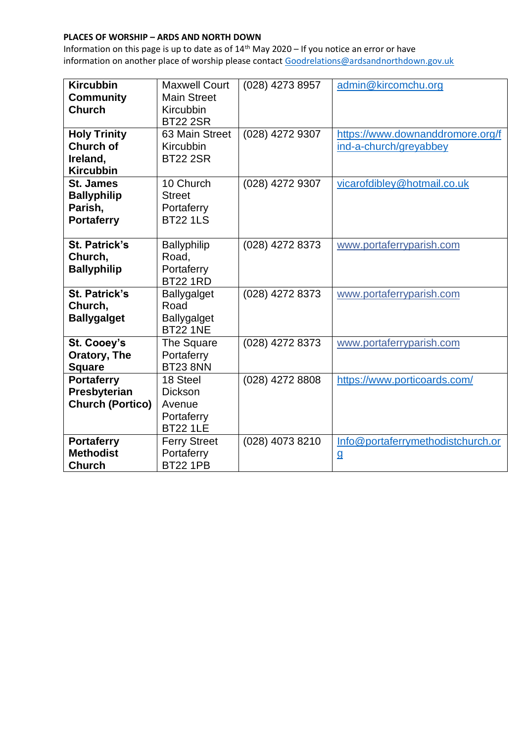**PLACES OF WORSHIP – ARDS AND NORTH DOWN**

Information on this page is up to date as of 14th May 2020 – If you notice an error or have information on another place of worship please contact Goodrelations@ardsandnorthdown.gov.uk

| | | | |
|---|---|---|---|
| **Kircubbin Community Church** | Maxwell Court Main Street Kircubbin BT22 2SR | (028) 4273 8957 | admin@kircomchu.org |
| **Holy Trinity Church of Ireland, Kircubbin** | 63 Main Street Kircubbin BT22 2SR | (028) 4272 9307 | https://www.downanddromore.org/find-a-church/greyabbey |
| **St. James Ballyphilip Parish, Portaferry** | 10 Church Street Portaferry BT22 1LS | (028) 4272 9307 | vicarofdibley@hotmail.co.uk |
| **St. Patrick's Church, Ballyphilip** | Ballyphilip Road, Portaferry BT22 1RD | (028) 4272 8373 | www.portaferryparish.com |
| **St. Patrick's Church, Ballygalget** | Ballygalget Road Ballygalget BT22 1NE | (028) 4272 8373 | www.portaferryparish.com |
| **St. Cooey's Oratory, The Square** | The Square Portaferry BT23 8NN | (028) 4272 8373 | www.portaferryparish.com |
| **Portaferry Presbyterian Church (Portico)** | 18 Steel Dickson Avenue Portaferry BT22 1LE | (028) 4272 8808 | https://www.porticoards.com/ |
| **Portaferry Methodist Church** | Ferry Street Portaferry BT22 1PB | (028) 4073 8210 | Info@portaferrymethodistchurch.org |